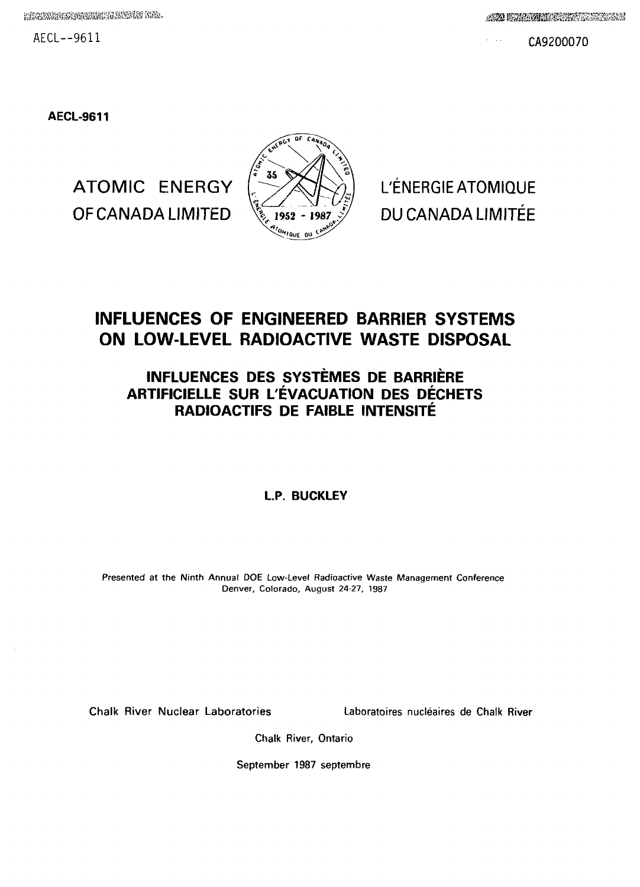AECL--9611

CA9200070

**AECL-9611**

ATOMIC ENERGY OF CANADA LIMITED

L'ÉNERGIE ATOMIQUE DU CANADA LIMITÉE

# INFLUENCES OF ENGINEERED BARRIER SYSTEMS ON LOW-LEVEL RADIOACTIVE WASTE DISPOSAL

## INFLUENCES DES SYSTÈMES DE BARRIÈRE ARTIFICIELLE SUR L'ÉVACUATION DES DÉCHETS RADIOACTIFS DE FAIBLE INTENSITÉ

**L.P. BUCKLEY**

Presented at the Ninth Annual DOE Low-Level Radioactive Waste Management Conference
Denver, Colorado, August 24-27, 1987

Chalk River Nuclear Laboratories

Laboratoires nucléaires de Chalk River

Chalk River, Ontario

September 1987 septembre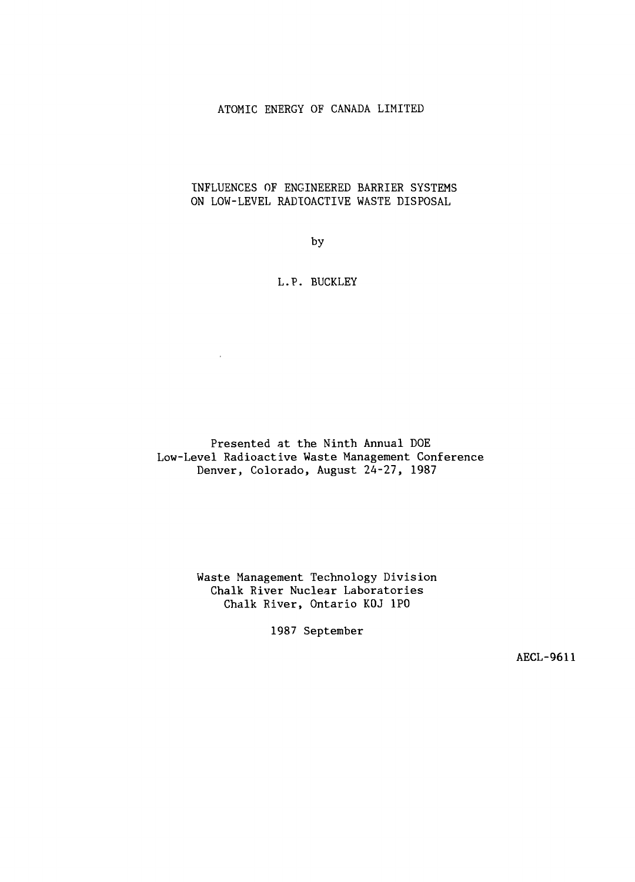ATOMIC ENERGY OF CANADA LIMITED

# INFLUENCES OF ENGINEERED BARRIER SYSTEMS ON LOW-LEVEL RADIOACTIVE WASTE DISPOSAL

by

L.P. BUCKLEY

Presented at the Ninth Annual DOE Low-Level Radioactive Waste Management Conference Denver, Colorado, August 24-27, 1987

Waste Management Technology Division
Chalk River Nuclear Laboratories
Chalk River, Ontario K0J 1P0

1987 September

AECL-9611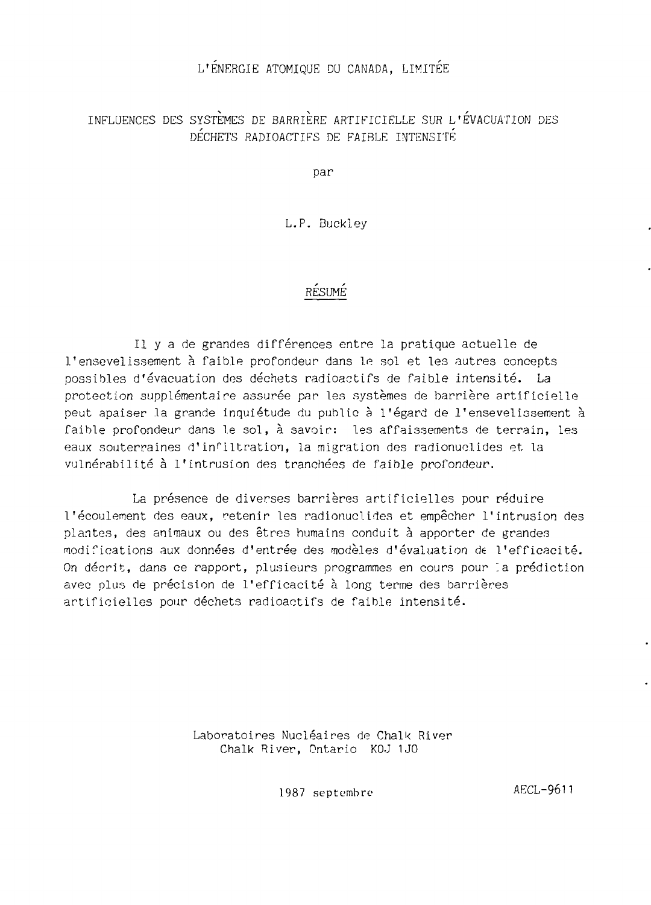L'ÉNERGIE ATOMIQUE DU CANADA, LIMITÉE

# INFLUENCES DES SYSTÈMES DE BARRIÈRE ARTIFICIELLE SUR L'ÉVACUATION DES DÉCHETS RADIOACTIFS DE FAIBLE INTENSITÉ

par

L.P. Buckley

## RÉSUMÉ

Il y a de grandes différences entre la pratique actuelle de l'ensevelissement à faible profondeur dans le sol et les autres concepts possibles d'évacuation des déchets radioactifs de faible intensité. La protection supplémentaire assurée par les systèmes de barrière artificielle peut apaiser la grande inquiétude du public à l'égard de l'ensevelissement à faible profondeur dans le sol, à savoir: les affaissements de terrain, les eaux souterraines d'infiltration, la migration des radionuclides et la vulnérabilité à l'intrusion des tranchées de faible profondeur.

La présence de diverses barrières artificielles pour réduire l'écoulement des eaux, retenir les radionuclides et empêcher l'intrusion des plantes, des animaux ou des êtres humains conduit à apporter de grandes modifications aux données d'entrée des modèles d'évaluation de l'efficacité. On décrit, dans ce rapport, plusieurs programmes en cours pour la prédiction avec plus de précision de l'efficacité à long terme des barrières artificielles pour déchets radioactifs de faible intensité.

Laboratoires Nucléaires de Chalk River
Chalk River, Ontario K0J 1J0

1987 septembre

AECL-9611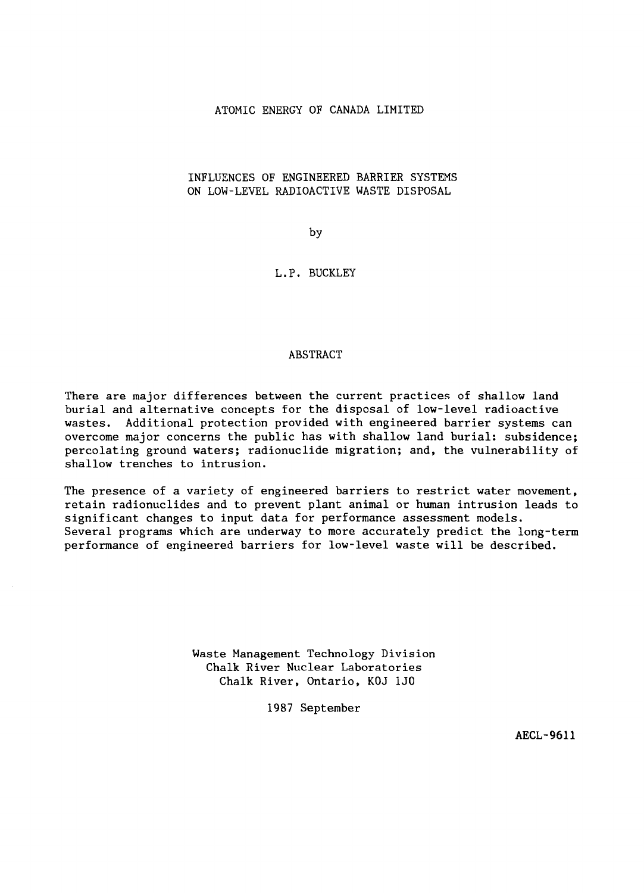ATOMIC ENERGY OF CANADA LIMITED

# INFLUENCES OF ENGINEERED BARRIER SYSTEMS ON LOW-LEVEL RADIOACTIVE WASTE DISPOSAL

by

L.P. BUCKLEY

## ABSTRACT

There are major differences between the current practices of shallow land burial and alternative concepts for the disposal of low-level radioactive wastes. Additional protection provided with engineered barrier systems can overcome major concerns the public has with shallow land burial: subsidence; percolating ground waters; radionuclide migration; and, the vulnerability of shallow trenches to intrusion.

The presence of a variety of engineered barriers to restrict water movement, retain radionuclides and to prevent plant animal or human intrusion leads to significant changes to input data for performance assessment models. Several programs which are underway to more accurately predict the long-term performance of engineered barriers for low-level waste will be described.

Waste Management Technology Division
Chalk River Nuclear Laboratories
Chalk River, Ontario, K0J 1J0

1987 September

AECL-9611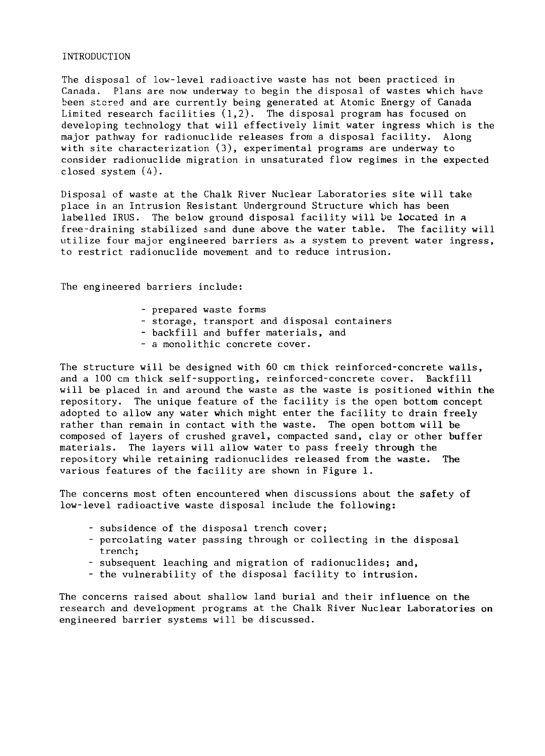## INTRODUCTION

The disposal of low-level radioactive waste has not been practiced in Canada. Plans are now underway to begin the disposal of wastes which have been stored and are currently being generated at Atomic Energy of Canada Limited research facilities (1,2). The disposal program has focused on developing technology that will effectively limit water ingress which is the major pathway for radionuclide releases from a disposal facility. Along with site characterization (3), experimental programs are underway to consider radionuclide migration in unsaturated flow regimes in the expected closed system (4).

Disposal of waste at the Chalk River Nuclear Laboratories site will take place in an Intrusion Resistant Underground Structure which has been labelled IRUS. The below ground disposal facility will be located in a free-draining stabilized sand dune above the water table. The facility will utilize four major engineered barriers as a system to prevent water ingress, to restrict radionuclide movement and to reduce intrusion.

The engineered barriers include:

- prepared waste forms
- storage, transport and disposal containers
- backfill and buffer materials, and
- a monolithic concrete cover.

The structure will be designed with 60 cm thick reinforced-concrete walls, and a 100 cm thick self-supporting, reinforced-concrete cover. Backfill will be placed in and around the waste as the waste is positioned within the repository. The unique feature of the facility is the open bottom concept adopted to allow any water which might enter the facility to drain freely rather than remain in contact with the waste. The open bottom will be composed of layers of crushed gravel, compacted sand, clay or other buffer materials. The layers will allow water to pass freely through the repository while retaining radionuclides released from the waste. The various features of the facility are shown in Figure 1.

The concerns most often encountered when discussions about the safety of low-level radioactive waste disposal include the following:

- subsidence of the disposal trench cover;
- percolating water passing through or collecting in the disposal trench;
- subsequent leaching and migration of radionuclides; and,
- the vulnerability of the disposal facility to intrusion.

The concerns raised about shallow land burial and their influence on the research and development programs at the Chalk River Nuclear Laboratories on engineered barrier systems will be discussed.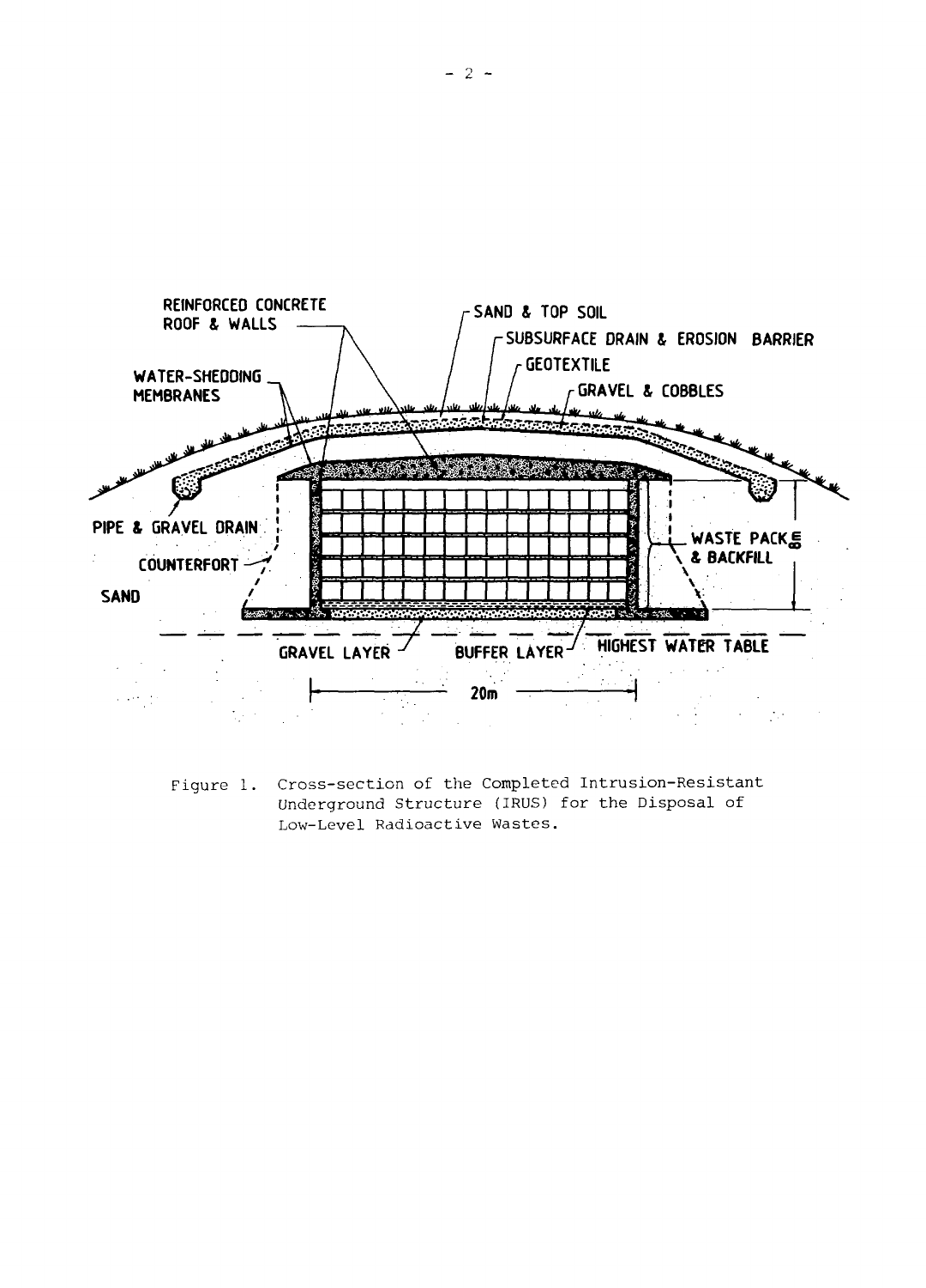Figure 1. Cross-section of the Completed Intrusion-Resistant Underground Structure (IRUS) for the Disposal of Low-Level Radioactive Wastes.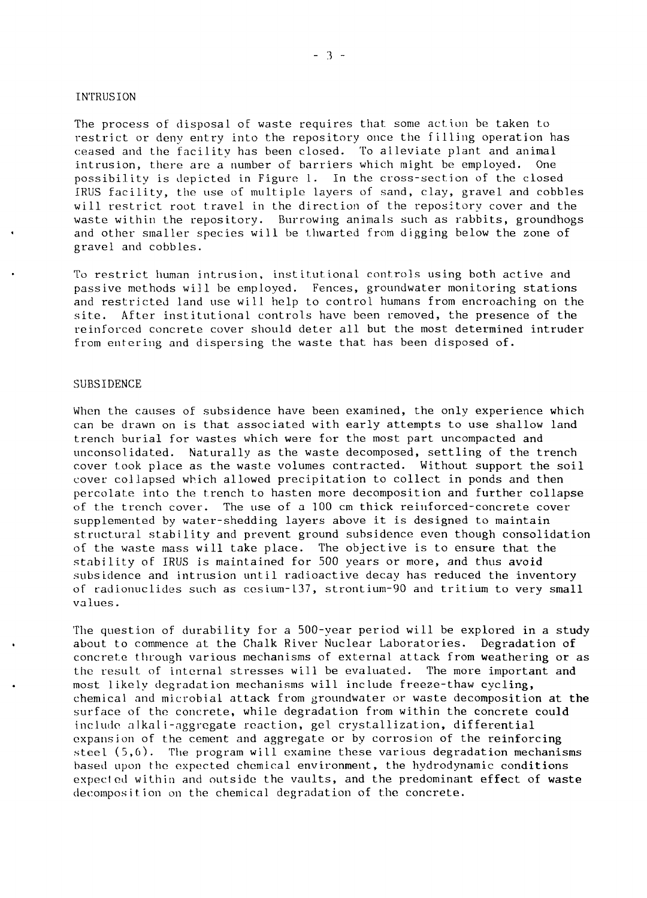## INTRUSION

The process of disposal of waste requires that some action be taken to restrict or deny entry into the repository once the filling operation has ceased and the facility has been closed. To alleviate plant and animal intrusion, there are a number of barriers which might be employed. One possibility is depicted in Figure 1. In the cross-section of the closed IRUS facility, the use of multiple layers of sand, clay, gravel and cobbles will restrict root travel in the direction of the repository cover and the waste within the repository. Burrowing animals such as rabbits, groundhogs and other smaller species will be thwarted from digging below the zone of gravel and cobbles.

To restrict human intrusion, institutional controls using both active and passive methods will be employed. Fences, groundwater monitoring stations and restricted land use will help to control humans from encroaching on the site. After institutional controls have been removed, the presence of the reinforced concrete cover should deter all but the most determined intruder from entering and dispersing the waste that has been disposed of.

## SUBSIDENCE

When the causes of subsidence have been examined, the only experience which can be drawn on is that associated with early attempts to use shallow land trench burial for wastes which were for the most part uncompacted and unconsolidated. Naturally as the waste decomposed, settling of the trench cover took place as the waste volumes contracted. Without support the soil cover collapsed which allowed precipitation to collect in ponds and then percolate into the trench to hasten more decomposition and further collapse of the trench cover. The use of a 100 cm thick reinforced-concrete cover supplemented by water-shedding layers above it is designed to maintain structural stability and prevent ground subsidence even though consolidation of the waste mass will take place. The objective is to ensure that the stability of IRUS is maintained for 500 years or more, and thus avoid subsidence and intrusion until radioactive decay has reduced the inventory of radionuclides such as cesium-137, strontium-90 and tritium to very small values.

The question of durability for a 500-year period will be explored in a study about to commence at the Chalk River Nuclear Laboratories. Degradation of concrete through various mechanisms of external attack from weathering or as the result of internal stresses will be evaluated. The more important and most likely degradation mechanisms will include freeze-thaw cycling, chemical and microbial attack from groundwater or waste decomposition at the surface of the concrete, while degradation from within the concrete could include alkali-aggregate reaction, gel crystallization, differential expansion of the cement and aggregate or by corrosion of the reinforcing steel (5,6). The program will examine these various degradation mechanisms based upon the expected chemical environment, the hydrodynamic conditions expected within and outside the vaults, and the predominant effect of waste decomposition on the chemical degradation of the concrete.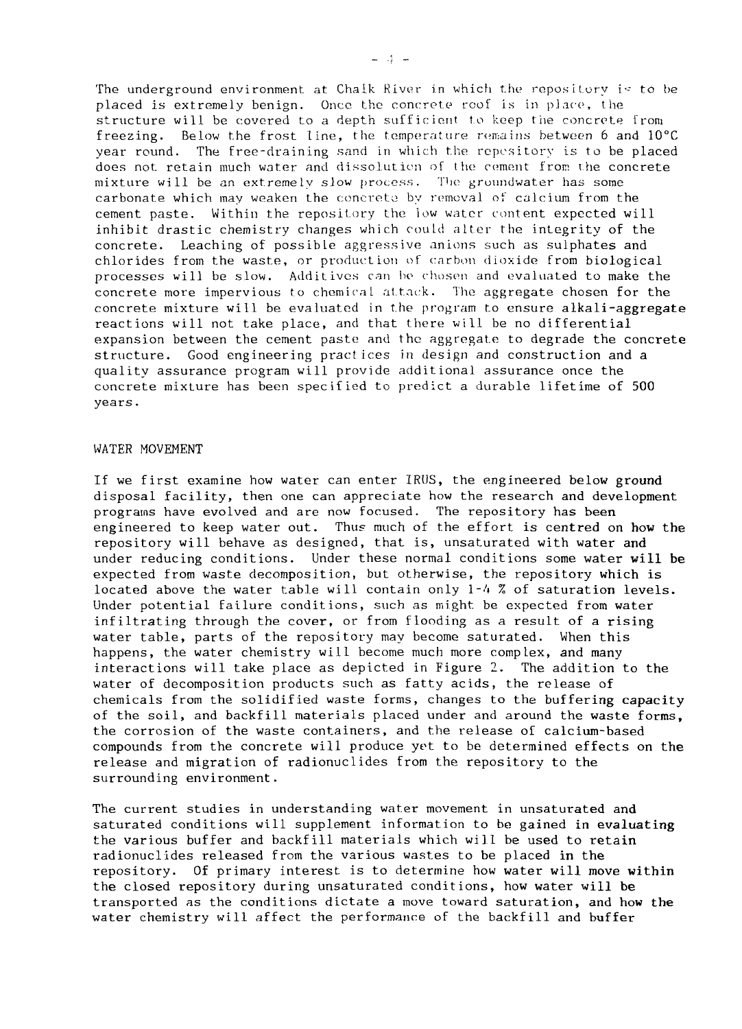The underground environment at Chalk River in which the repository is to be placed is extremely benign. Once the concrete roof is in place, the structure will be covered to a depth sufficient to keep the concrete from freezing. Below the frost line, the temperature remains between 6 and 10°C year round. The free-draining sand in which the repository is to be placed does not retain much water and dissolution of the cement from the concrete mixture will be an extremely slow process. The groundwater has some carbonate which may weaken the concrete by removal of calcium from the cement paste. Within the repository the low water content expected will inhibit drastic chemistry changes which could alter the integrity of the concrete. Leaching of possible aggressive anions such as sulphates and chlorides from the waste, or production of carbon dioxide from biological processes will be slow. Additives can be chosen and evaluated to make the concrete more impervious to chemical attack. The aggregate chosen for the concrete mixture will be evaluated in the program to ensure alkali-aggregate reactions will not take place, and that there will be no differential expansion between the cement paste and the aggregate to degrade the concrete structure. Good engineering practices in design and construction and a quality assurance program will provide additional assurance once the concrete mixture has been specified to predict a durable lifetime of 500 years.

## WATER MOVEMENT

If we first examine how water can enter IRUS, the engineered below ground disposal facility, then one can appreciate how the research and development programs have evolved and are now focused. The repository has been engineered to keep water out. Thus much of the effort is centred on how the repository will behave as designed, that is, unsaturated with water and under reducing conditions. Under these normal conditions some water will be expected from waste decomposition, but otherwise, the repository which is located above the water table will contain only 1-4 % of saturation levels. Under potential failure conditions, such as might be expected from water infiltrating through the cover, or from flooding as a result of a rising water table, parts of the repository may become saturated. When this happens, the water chemistry will become much more complex, and many interactions will take place as depicted in Figure 2. The addition to the water of decomposition products such as fatty acids, the release of chemicals from the solidified waste forms, changes to the buffering capacity of the soil, and backfill materials placed under and around the waste forms, the corrosion of the waste containers, and the release of calcium-based compounds from the concrete will produce yet to be determined effects on the release and migration of radionuclides from the repository to the surrounding environment.

The current studies in understanding water movement in unsaturated and saturated conditions will supplement information to be gained in evaluating the various buffer and backfill materials which will be used to retain radionuclides released from the various wastes to be placed in the repository. Of primary interest is to determine how water will move within the closed repository during unsaturated conditions, how water will be transported as the conditions dictate a move toward saturation, and how the water chemistry will affect the performance of the backfill and buffer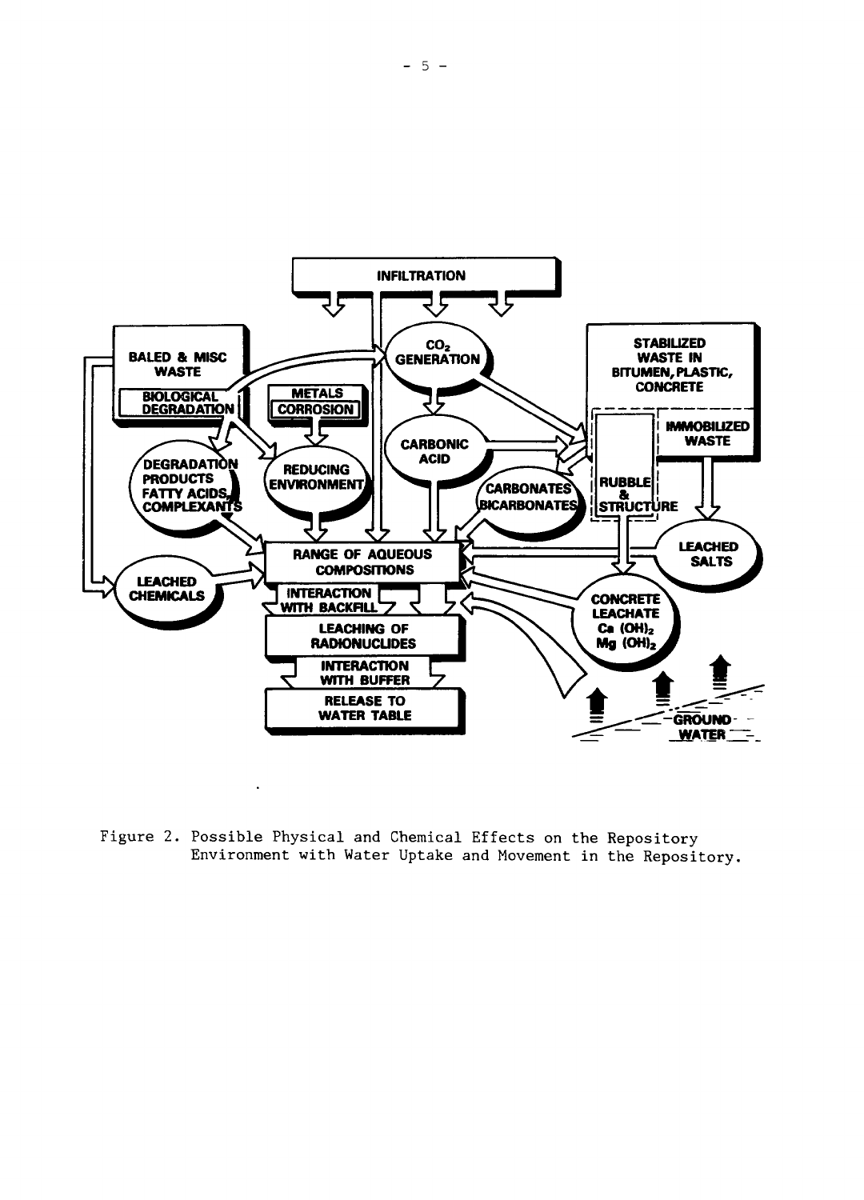Figure 2. Possible Physical and Chemical Effects on the Repository Environment with Water Uptake and Movement in the Repository.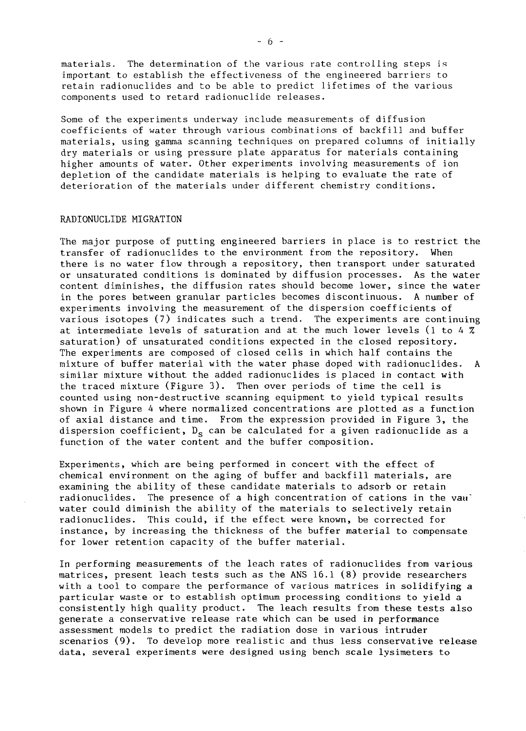materials. The determination of the various rate controlling steps is important to establish the effectiveness of the engineered barriers to retain radionuclides and to be able to predict lifetimes of the various components used to retard radionuclide releases.

Some of the experiments underway include measurements of diffusion coefficients of water through various combinations of backfill and buffer materials, using gamma scanning techniques on prepared columns of initially dry materials or using pressure plate apparatus for materials containing higher amounts of water. Other experiments involving measurements of ion depletion of the candidate materials is helping to evaluate the rate of deterioration of the materials under different chemistry conditions.

## RADIONUCLIDE MIGRATION

The major purpose of putting engineered barriers in place is to restrict the transfer of radionuclides to the environment from the repository. When there is no water flow through a repository, then transport under saturated or unsaturated conditions is dominated by diffusion processes. As the water content diminishes, the diffusion rates should become lower, since the water in the pores between granular particles becomes discontinuous. A number of experiments involving the measurement of the dispersion coefficients of various isotopes (7) indicates such a trend. The experiments are continuing at intermediate levels of saturation and at the much lower levels (1 to 4 % saturation) of unsaturated conditions expected in the closed repository. The experiments are composed of closed cells in which half contains the mixture of buffer material with the water phase doped with radionuclides. A similar mixture without the added radionuclides is placed in contact with the traced mixture (Figure 3). Then over periods of time the cell is counted using non-destructive scanning equipment to yield typical results shown in Figure 4 where normalized concentrations are plotted as a function of axial distance and time. From the expression provided in Figure 3, the dispersion coefficient, $D_s$ can be calculated for a given radionuclide as a function of the water content and the buffer composition.

Experiments, which are being performed in concert with the effect of chemical environment on the aging of buffer and backfill materials, are examining the ability of these candidate materials to adsorb or retain radionuclides. The presence of a high concentration of cations in the vau' water could diminish the ability of the materials to selectively retain radionuclides. This could, if the effect were known, be corrected for instance, by increasing the thickness of the buffer material to compensate for lower retention capacity of the buffer material.

In performing measurements of the leach rates of radionuclides from various matrices, present leach tests such as the ANS 16.1 (8) provide researchers with a tool to compare the performance of various matrices in solidifying a particular waste or to establish optimum processing conditions to yield a consistently high quality product. The leach results from these tests also generate a conservative release rate which can be used in performance assessment models to predict the radiation dose in various intruder scenarios (9). To develop more realistic and thus less conservative release data, several experiments were designed using bench scale lysimeters to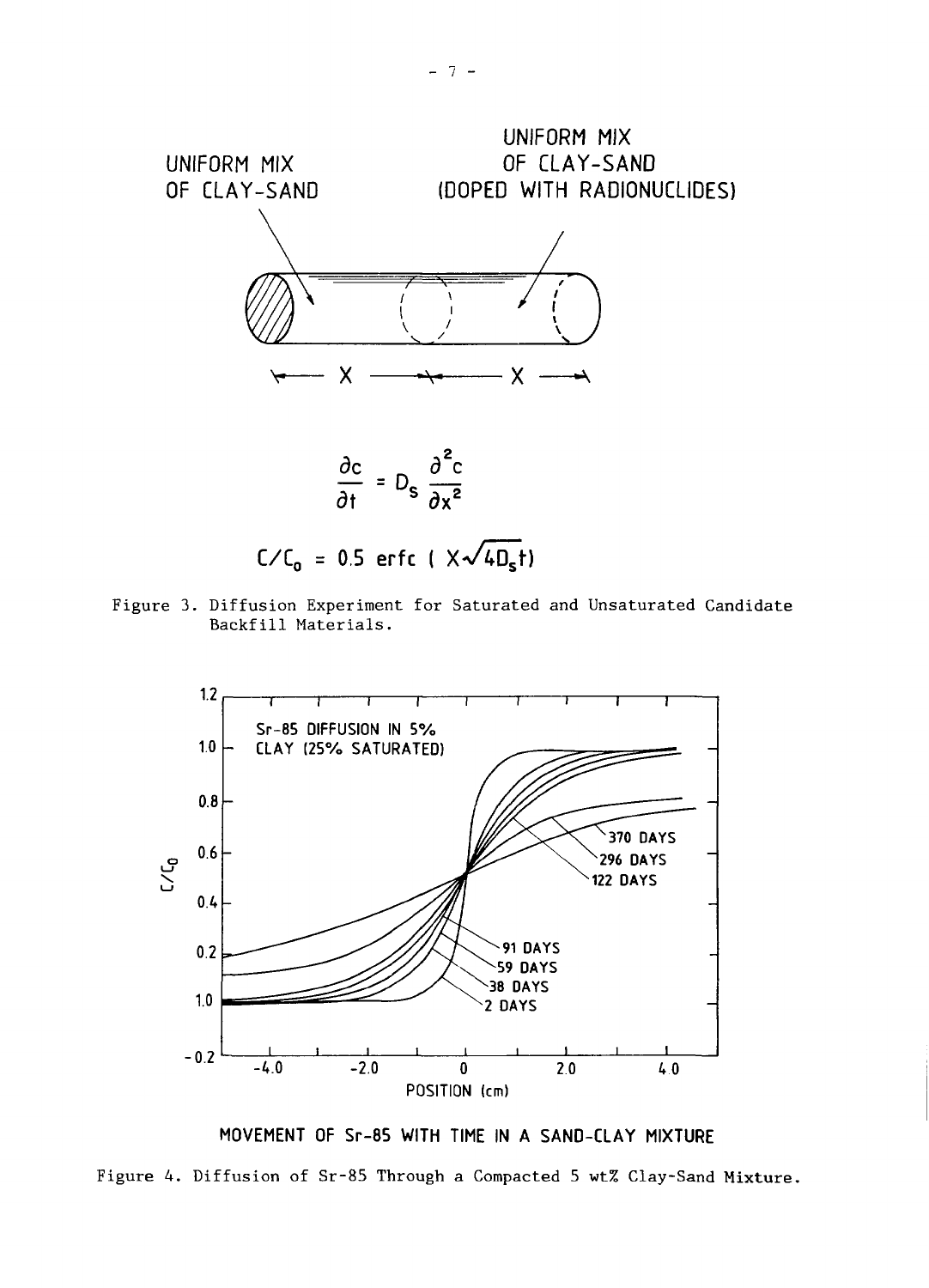UNIFORM MIX OF CLAY-SAND

UNIFORM MIX OF CLAY-SAND (DOPED WITH RADIONUCLIDES)

$$\frac{\partial c}{\partial t} = D_s \frac{\partial^2 c}{\partial x^2}$$

$$C/C_0 = 0.5 \text{ erfc } ( X\sqrt{4D_s t})$$

Figure 3. Diffusion Experiment for Saturated and Unsaturated Candidate Backfill Materials.

Sr-85 DIFFUSION IN 5% CLAY (25% SATURATED)

MOVEMENT OF Sr-85 WITH TIME IN A SAND-CLAY MIXTURE

Figure 4. Diffusion of Sr-85 Through a Compacted 5 wt% Clay-Sand Mixture.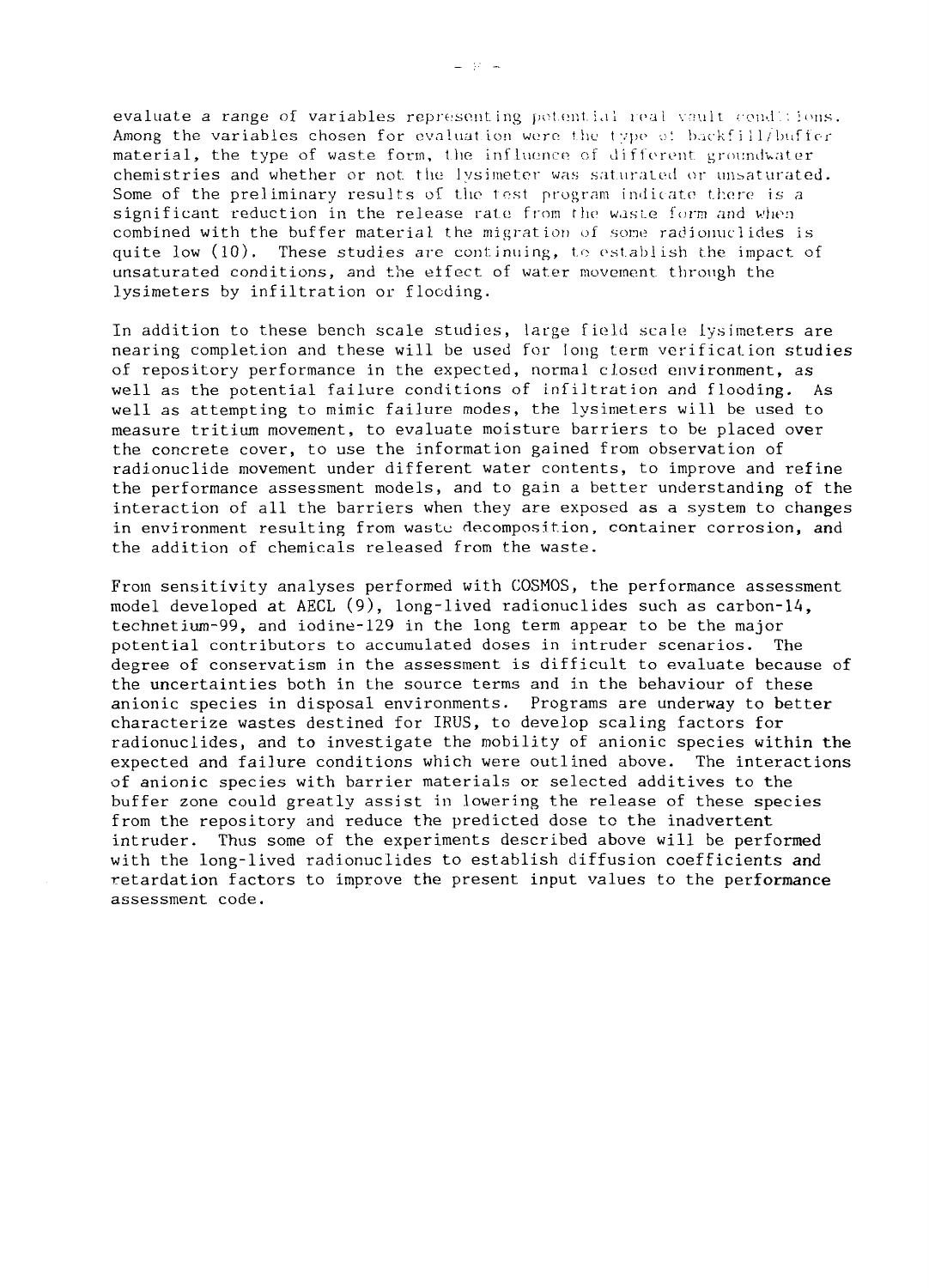evaluate a range of variables representing potential real vault conditions. Among the variables chosen for evaluation were the type of backfill/buffer material, the type of waste form, the influence of different groundwater chemistries and whether or not the lysimeter was saturated or unsaturated. Some of the preliminary results of the test program indicate there is a significant reduction in the release rate from the waste form and when combined with the buffer material the migration of some radionuclides is quite low (10). These studies are continuing, to establish the impact of unsaturated conditions, and the effect of water movement through the lysimeters by infiltration or flooding.

In addition to these bench scale studies, large field scale lysimeters are nearing completion and these will be used for long term verification studies of repository performance in the expected, normal closed environment, as well as the potential failure conditions of infiltration and flooding. As well as attempting to mimic failure modes, the lysimeters will be used to measure tritium movement, to evaluate moisture barriers to be placed over the concrete cover, to use the information gained from observation of radionuclide movement under different water contents, to improve and refine the performance assessment models, and to gain a better understanding of the interaction of all the barriers when they are exposed as a system to changes in environment resulting from waste decomposition, container corrosion, and the addition of chemicals released from the waste.

From sensitivity analyses performed with COSMOS, the performance assessment model developed at AECL (9), long-lived radionuclides such as carbon-14, technetium-99, and iodine-129 in the long term appear to be the major potential contributors to accumulated doses in intruder scenarios. The degree of conservatism in the assessment is difficult to evaluate because of the uncertainties both in the source terms and in the behaviour of these anionic species in disposal environments. Programs are underway to better characterize wastes destined for IRUS, to develop scaling factors for radionuclides, and to investigate the mobility of anionic species within the expected and failure conditions which were outlined above. The interactions of anionic species with barrier materials or selected additives to the buffer zone could greatly assist in lowering the release of these species from the repository and reduce the predicted dose to the inadvertent intruder. Thus some of the experiments described above will be performed with the long-lived radionuclides to establish diffusion coefficients and retardation factors to improve the present input values to the performance assessment code.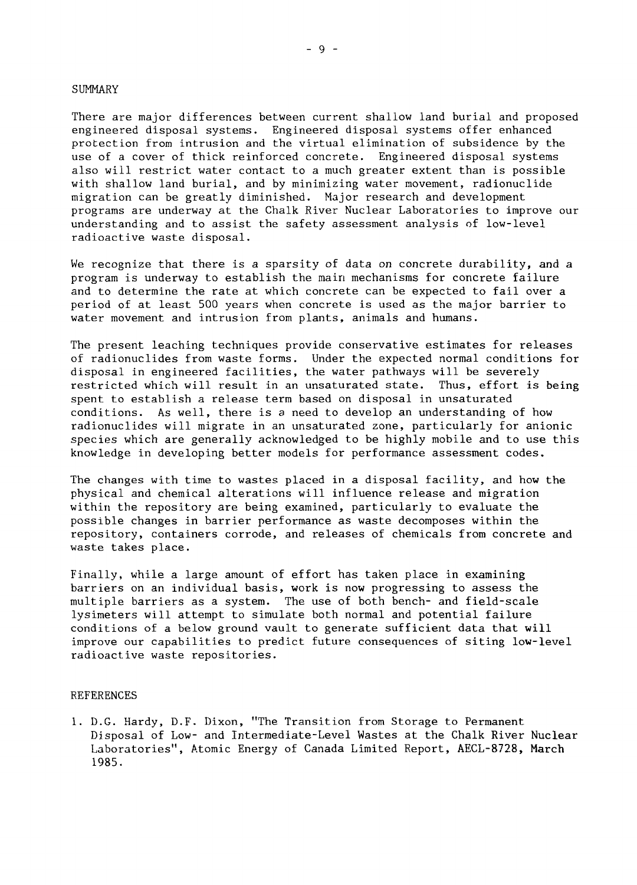## SUMMARY

There are major differences between current shallow land burial and proposed engineered disposal systems. Engineered disposal systems offer enhanced protection from intrusion and the virtual elimination of subsidence by the use of a cover of thick reinforced concrete. Engineered disposal systems also will restrict water contact to a much greater extent than is possible with shallow land burial, and by minimizing water movement, radionuclide migration can be greatly diminished. Major research and development programs are underway at the Chalk River Nuclear Laboratories to improve our understanding and to assist the safety assessment analysis of low-level radioactive waste disposal.

We recognize that there is a sparsity of data on concrete durability, and a program is underway to establish the main mechanisms for concrete failure and to determine the rate at which concrete can be expected to fail over a period of at least 500 years when concrete is used as the major barrier to water movement and intrusion from plants, animals and humans.

The present leaching techniques provide conservative estimates for releases of radionuclides from waste forms. Under the expected normal conditions for disposal in engineered facilities, the water pathways will be severely restricted which will result in an unsaturated state. Thus, effort is being spent to establish a release term based on disposal in unsaturated conditions. As well, there is a need to develop an understanding of how radionuclides will migrate in an unsaturated zone, particularly for anionic species which are generally acknowledged to be highly mobile and to use this knowledge in developing better models for performance assessment codes.

The changes with time to wastes placed in a disposal facility, and how the physical and chemical alterations will influence release and migration within the repository are being examined, particularly to evaluate the possible changes in barrier performance as waste decomposes within the repository, containers corrode, and releases of chemicals from concrete and waste takes place.

Finally, while a large amount of effort has taken place in examining barriers on an individual basis, work is now progressing to assess the multiple barriers as a system. The use of both bench- and field-scale lysimeters will attempt to simulate both normal and potential failure conditions of a below ground vault to generate sufficient data that will improve our capabilities to predict future consequences of siting low-level radioactive waste repositories.

## REFERENCES

1. D.G. Hardy, D.F. Dixon, "The Transition from Storage to Permanent Disposal of Low- and Intermediate-Level Wastes at the Chalk River Nuclear Laboratories", Atomic Energy of Canada Limited Report, AECL-8728, March 1985.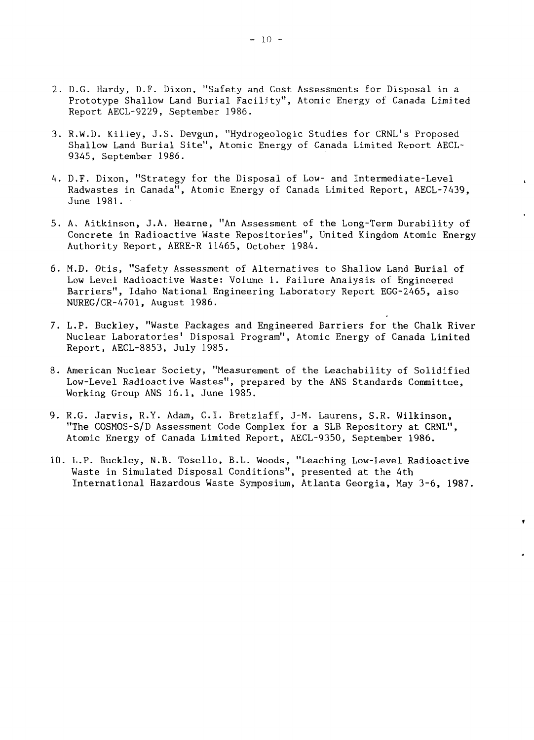2. D.G. Hardy, D.F. Dixon, "Safety and Cost Assessments for Disposal in a Prototype Shallow Land Burial Facility", Atomic Energy of Canada Limited Report AECL-9229, September 1986.

3. R.W.D. Killey, J.S. Devgun, "Hydrogeologic Studies for CRNL's Proposed Shallow Land Burial Site", Atomic Energy of Canada Limited Report AECL-9345, September 1986.

4. D.F. Dixon, "Strategy for the Disposal of Low- and Intermediate-Level Radwastes in Canada", Atomic Energy of Canada Limited Report, AECL-7439, June 1981.

5. A. Aitkinson, J.A. Hearne, "An Assessment of the Long-Term Durability of Concrete in Radioactive Waste Repositories", United Kingdom Atomic Energy Authority Report, AERE-R 11465, October 1984.

6. M.D. Otis, "Safety Assessment of Alternatives to Shallow Land Burial of Low Level Radioactive Waste: Volume 1. Failure Analysis of Engineered Barriers", Idaho National Engineering Laboratory Report EGG-2465, also NUREG/CR-4701, August 1986.

7. L.P. Buckley, "Waste Packages and Engineered Barriers for the Chalk River Nuclear Laboratories' Disposal Program", Atomic Energy of Canada Limited Report, AECL-8853, July 1985.

8. American Nuclear Society, "Measurement of the Leachability of Solidified Low-Level Radioactive Wastes", prepared by the ANS Standards Committee, Working Group ANS 16.1, June 1985.

9. R.G. Jarvis, R.Y. Adam, C.I. Bretzlaff, J-M. Laurens, S.R. Wilkinson, "The COSMOS-S/D Assessment Code Complex for a SLB Repository at CRNL", Atomic Energy of Canada Limited Report, AECL-9350, September 1986.

10. L.P. Buckley, N.B. Tosello, B.L. Woods, "Leaching Low-Level Radioactive Waste in Simulated Disposal Conditions", presented at the 4th International Hazardous Waste Symposium, Atlanta Georgia, May 3-6, 1987.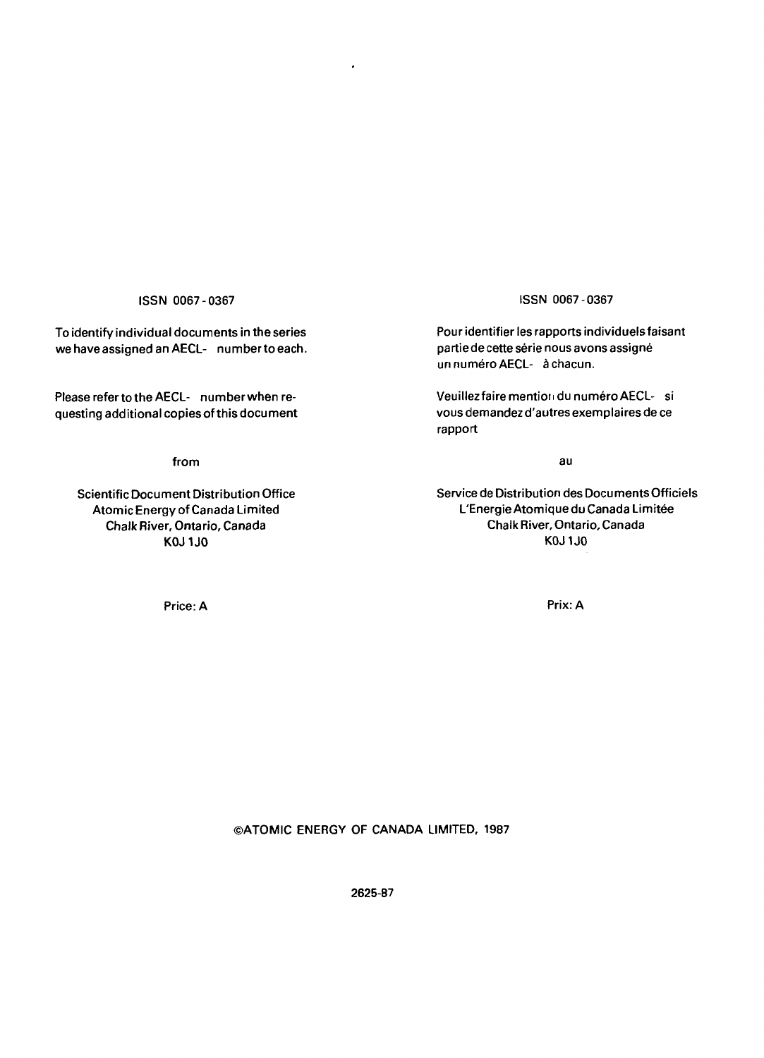ISSN 0067-0367

To identify individual documents in the series we have assigned an AECL- number to each.

Please refer to the AECL- number when requesting additional copies of this document

from

Scientific Document Distribution Office
Atomic Energy of Canada Limited
Chalk River, Ontario, Canada
K0J 1J0

Price: A

ISSN 0067-0367

Pour identifier les rapports individuels faisant partie de cette série nous avons assigné un numéro AECL- à chacun.

Veuillez faire mention du numéro AECL- si vous demandez d'autres exemplaires de ce rapport

au

Service de Distribution des Documents Officiels
L'Energie Atomique du Canada Limitée
Chalk River, Ontario, Canada
K0J 1J0

Prix: A

©ATOMIC ENERGY OF CANADA LIMITED, 1987

2625-87